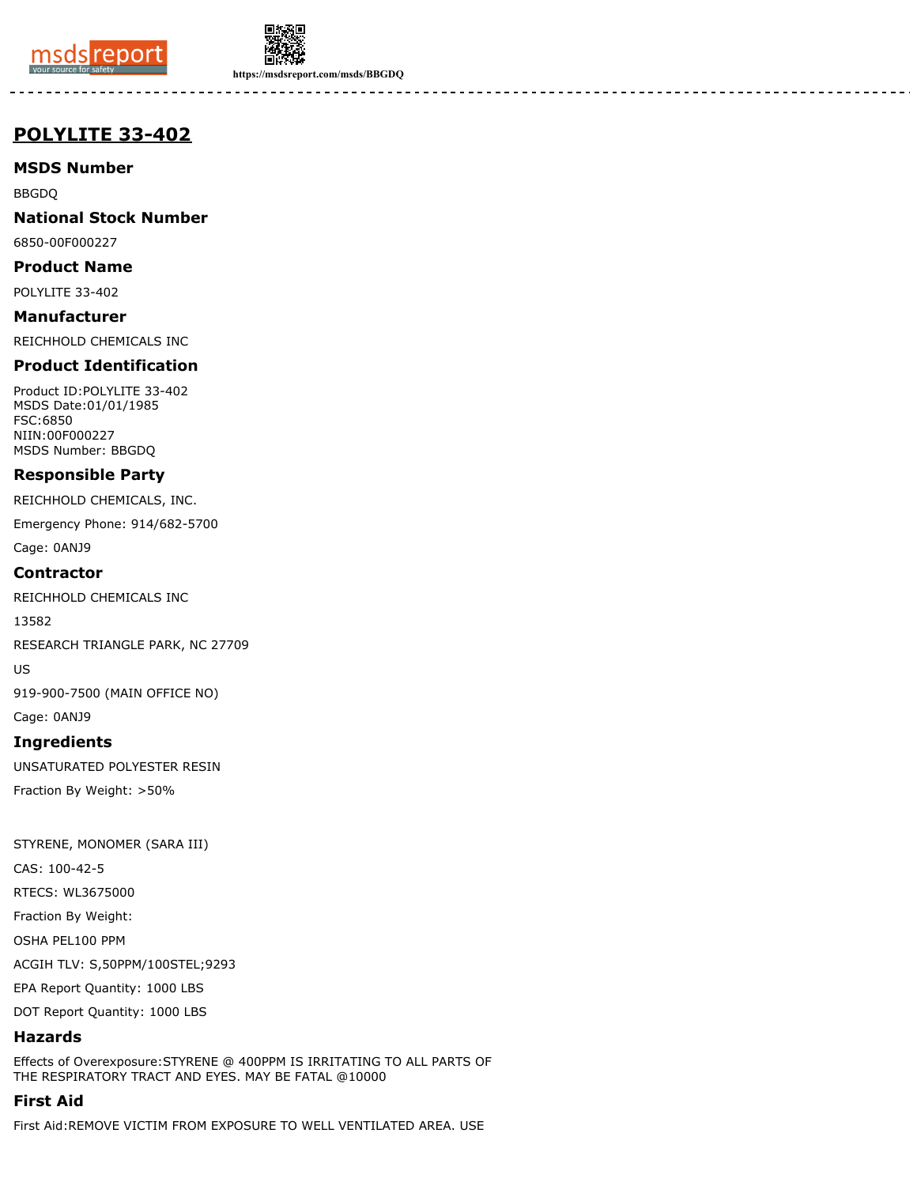# POLYLITE 33-402

## MSDS Number

BBGDQ

## National Stock Number

6850-00F000227

## Product Name

POLYLITE 33-402

## Manufacturer

REICHHOLD CHEMICALS INC

## Product Identification

Product ID:POLYLITE 33-402
MSDS Date:01/01/1985
FSC:6850
NIIN:00F000227
MSDS Number: BBGDQ

## Responsible Party

REICHHOLD CHEMICALS, INC.

Emergency Phone: 914/682-5700

Cage: 0ANJ9

## Contractor

REICHHOLD CHEMICALS INC

13582

RESEARCH TRIANGLE PARK, NC 27709

US

919-900-7500 (MAIN OFFICE NO)

Cage: 0ANJ9

## Ingredients

UNSATURATED POLYESTER RESIN

Fraction By Weight: >50%

STYRENE, MONOMER (SARA III)

CAS: 100-42-5

RTECS: WL3675000

Fraction By Weight:

OSHA PEL100 PPM

ACGIH TLV: S,50PPM/100STEL;9293

EPA Report Quantity: 1000 LBS

DOT Report Quantity: 1000 LBS

## Hazards

Effects of Overexposure:STYRENE @ 400PPM IS IRRITATING TO ALL PARTS OF THE RESPIRATORY TRACT AND EYES. MAY BE FATAL @10000

## First Aid

First Aid:REMOVE VICTIM FROM EXPOSURE TO WELL VENTILATED AREA. USE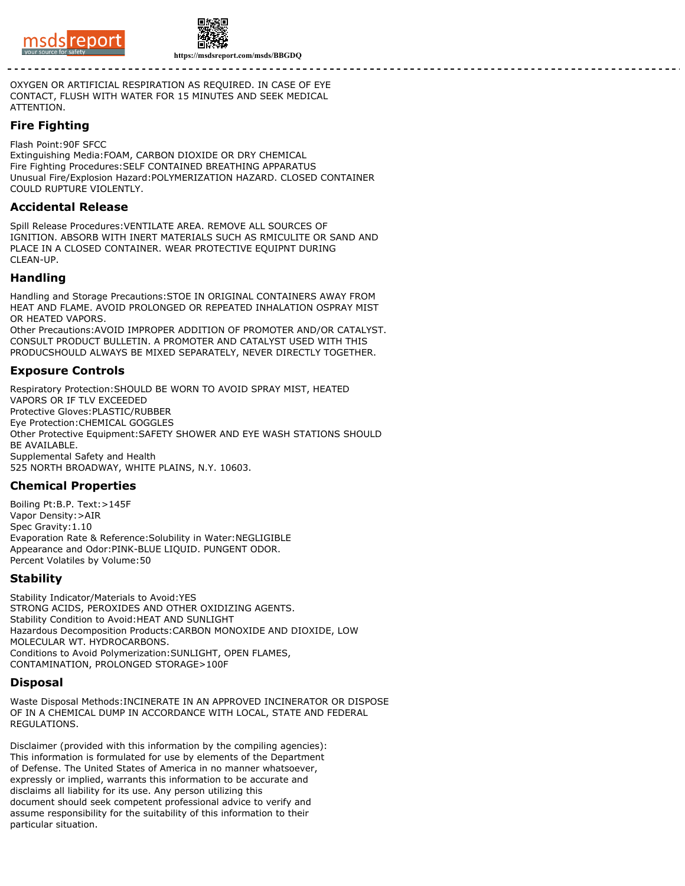OXYGEN OR ARTIFICIAL RESPIRATION AS REQUIRED. IN CASE OF EYE CONTACT, FLUSH WITH WATER FOR 15 MINUTES AND SEEK MEDICAL ATTENTION.

## Fire Fighting

Flash Point:90F SFCC
Extinguishing Media:FOAM, CARBON DIOXIDE OR DRY CHEMICAL
Fire Fighting Procedures:SELF CONTAINED BREATHING APPARATUS
Unusual Fire/Explosion Hazard:POLYMERIZATION HAZARD. CLOSED CONTAINER COULD RUPTURE VIOLENTLY.

## Accidental Release

Spill Release Procedures:VENTILATE AREA. REMOVE ALL SOURCES OF IGNITION. ABSORB WITH INERT MATERIALS SUCH AS RMICULITE OR SAND AND PLACE IN A CLOSED CONTAINER. WEAR PROTECTIVE EQUIPNT DURING CLEAN-UP.

## Handling

Handling and Storage Precautions:STOE IN ORIGINAL CONTAINERS AWAY FROM HEAT AND FLAME. AVOID PROLONGED OR REPEATED INHALATION OSPRAY MIST OR HEATED VAPORS.
Other Precautions:AVOID IMPROPER ADDITION OF PROMOTER AND/OR CATALYST. CONSULT PRODUCT BULLETIN. A PROMOTER AND CATALYST USED WITH THIS PRODUCSHOULD ALWAYS BE MIXED SEPARATELY, NEVER DIRECTLY TOGETHER.

## Exposure Controls

Respiratory Protection:SHOULD BE WORN TO AVOID SPRAY MIST, HEATED VAPORS OR IF TLV EXCEEDED
Protective Gloves:PLASTIC/RUBBER
Eye Protection:CHEMICAL GOGGLES
Other Protective Equipment:SAFETY SHOWER AND EYE WASH STATIONS SHOULD BE AVAILABLE.
Supplemental Safety and Health
525 NORTH BROADWAY, WHITE PLAINS, N.Y. 10603.

## Chemical Properties

Boiling Pt:B.P. Text:>145F
Vapor Density:>AIR
Spec Gravity:1.10
Evaporation Rate & Reference:Solubility in Water:NEGLIGIBLE
Appearance and Odor:PINK-BLUE LIQUID. PUNGENT ODOR.
Percent Volatiles by Volume:50

## Stability

Stability Indicator/Materials to Avoid:YES
STRONG ACIDS, PEROXIDES AND OTHER OXIDIZING AGENTS.
Stability Condition to Avoid:HEAT AND SUNLIGHT
Hazardous Decomposition Products:CARBON MONOXIDE AND DIOXIDE, LOW MOLECULAR WT. HYDROCARBONS.
Conditions to Avoid Polymerization:SUNLIGHT, OPEN FLAMES, CONTAMINATION, PROLONGED STORAGE>100F

## Disposal

Waste Disposal Methods:INCINERATE IN AN APPROVED INCINERATOR OR DISPOSE OF IN A CHEMICAL DUMP IN ACCORDANCE WITH LOCAL, STATE AND FEDERAL REGULATIONS.

Disclaimer (provided with this information by the compiling agencies): This information is formulated for use by elements of the Department of Defense. The United States of America in no manner whatsoever, expressly or implied, warrants this information to be accurate and disclaims all liability for its use. Any person utilizing this document should seek competent professional advice to verify and assume responsibility for the suitability of this information to their particular situation.